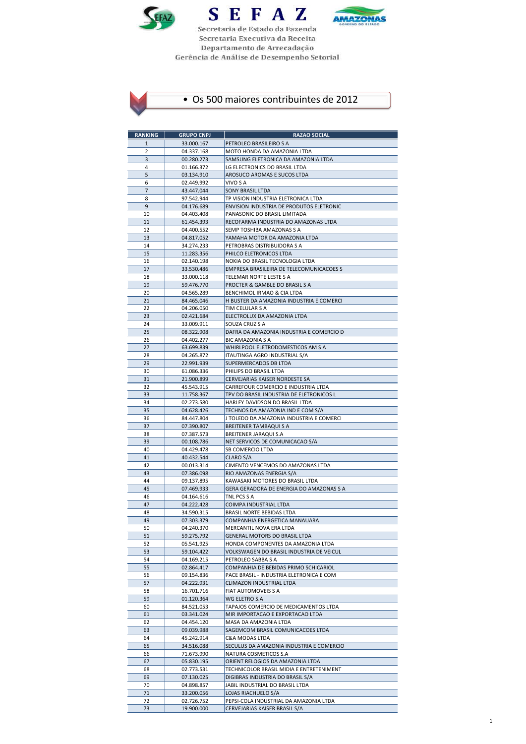# SEFAZ

Secretaria de Estado da Fazenda
Secretaria Executiva da Receita
Departamento de Arrecadação
Gerência de Análise de Desempenho Setorial

## • Os 500 maiores contribuintes de 2012

| RANKING | GRUPO CNPJ | RAZAO SOCIAL |
|---|---|---|
| 1 | 33.000.167 | PETROLEO BRASILEIRO S A |
| 2 | 04.337.168 | MOTO HONDA DA AMAZONIA LTDA |
| 3 | 00.280.273 | SAMSUNG ELETRONICA DA AMAZONIA LTDA |
| 4 | 01.166.372 | LG ELECTRONICS DO BRASIL LTDA |
| 5 | 03.134.910 | AROSUCO AROMAS E SUCOS LTDA |
| 6 | 02.449.992 | VIVO S A |
| 7 | 43.447.044 | SONY BRASIL LTDA |
| 8 | 97.542.944 | TP VISION INDUSTRIA ELETRONICA LTDA |
| 9 | 04.176.689 | ENVISION INDUSTRIA DE PRODUTOS ELETRONIC |
| 10 | 04.403.408 | PANASONIC DO BRASIL LIMITADA |
| 11 | 61.454.393 | RECOFARMA INDUSTRIA DO AMAZONAS LTDA |
| 12 | 04.400.552 | SEMP TOSHIBA AMAZONAS S A |
| 13 | 04.817.052 | YAMAHA MOTOR DA AMAZONIA LTDA |
| 14 | 34.274.233 | PETROBRAS DISTRIBUIDORA S A |
| 15 | 11.283.356 | PHILCO ELETRONICOS LTDA |
| 16 | 02.140.198 | NOKIA DO BRASIL TECNOLOGIA LTDA |
| 17 | 33.530.486 | EMPRESA BRASILEIRA DE TELECOMUNICACOES S |
| 18 | 33.000.118 | TELEMAR NORTE LESTE S A |
| 19 | 59.476.770 | PROCTER & GAMBLE DO BRASIL S A |
| 20 | 04.565.289 | BENCHIMOL IRMAO & CIA LTDA |
| 21 | 84.465.046 | H BUSTER DA AMAZONIA INDUSTRIA E COMERCI |
| 22 | 04.206.050 | TIM CELULAR S A |
| 23 | 02.421.684 | ELECTROLUX DA AMAZONIA LTDA |
| 24 | 33.009.911 | SOUZA CRUZ S A |
| 25 | 08.322.908 | DAFRA DA AMAZONIA INDUSTRIA E COMERCIO D |
| 26 | 04.402.277 | BIC AMAZONIA S A |
| 27 | 63.699.839 | WHIRLPOOL ELETRODOMESTICOS AM S A |
| 28 | 04.265.872 | ITAUTINGA AGRO INDUSTRIAL S/A |
| 29 | 22.991.939 | SUPERMERCADOS DB LTDA |
| 30 | 61.086.336 | PHILIPS DO BRASIL LTDA |
| 31 | 21.900.899 | CERVEJARIAS KAISER NORDESTE SA |
| 32 | 45.543.915 | CARREFOUR COMERCIO E INDUSTRIA LTDA |
| 33 | 11.758.367 | TPV DO BRASIL INDUSTRIA DE ELETRONICOS L |
| 34 | 02.273.580 | HARLEY DAVIDSON DO BRASIL LTDA |
| 35 | 04.628.426 | TECHNOS DA AMAZONIA IND E COM S/A |
| 36 | 84.447.804 | J TOLEDO DA AMAZONIA INDUSTRIA E COMERCI |
| 37 | 07.390.807 | BREITENER TAMBAQUI S A |
| 38 | 07.387.573 | BREITENER JARAQUI S.A |
| 39 | 00.108.786 | NET SERVICOS DE COMUNICACAO S/A |
| 40 | 04.429.478 | SB COMERCIO LTDA |
| 41 | 40.432.544 | CLARO S/A |
| 42 | 00.013.314 | CIMENTO VENCEMOS DO AMAZONAS LTDA |
| 43 | 07.386.098 | RIO AMAZONAS ENERGIA S/A |
| 44 | 09.137.895 | KAWASAKI MOTORES DO BRASIL LTDA |
| 45 | 07.469.933 | GERA GERADORA DE ENERGIA DO AMAZONAS S A |
| 46 | 04.164.616 | TNL PCS S A |
| 47 | 04.222.428 | COIMPA INDUSTRIAL LTDA |
| 48 | 34.590.315 | BRASIL NORTE BEBIDAS LTDA |
| 49 | 07.303.379 | COMPANHIA ENERGETICA MANAUARA |
| 50 | 04.240.370 | MERCANTIL NOVA ERA LTDA |
| 51 | 59.275.792 | GENERAL MOTORS DO BRASIL LTDA |
| 52 | 05.541.925 | HONDA COMPONENTES DA AMAZONIA LTDA |
| 53 | 59.104.422 | VOLKSWAGEN DO BRASIL INDUSTRIA DE VEICUL |
| 54 | 04.169.215 | PETROLEO SABBA S A |
| 55 | 02.864.417 | COMPANHIA DE BEBIDAS PRIMO SCHICARIOL |
| 56 | 09.154.836 | PACE BRASIL - INDUSTRIA ELETRONICA E COM |
| 57 | 04.222.931 | CLIMAZON INDUSTRIAL LTDA |
| 58 | 16.701.716 | FIAT AUTOMOVEIS S A |
| 59 | 01.120.364 | WG ELETRO S.A |
| 60 | 84.521.053 | TAPAJOS COMERCIO DE MEDICAMENTOS LTDA |
| 61 | 03.341.024 | MIR IMPORTACAO E EXPORTACAO LTDA |
| 62 | 04.454.120 | MASA DA AMAZONIA LTDA |
| 63 | 09.039.988 | SAGEMCOM BRASIL COMUNICACOES LTDA |
| 64 | 45.242.914 | C&A MODAS LTDA |
| 65 | 34.516.088 | SECULUS DA AMAZONIA INDUSTRIA E COMERCIO |
| 66 | 71.673.990 | NATURA COSMETICOS S.A |
| 67 | 05.830.195 | ORIENT RELOGIOS DA AMAZONIA LTDA |
| 68 | 02.773.531 | TECHNICOLOR BRASIL MIDIA E ENTRETENIMENT |
| 69 | 07.130.025 | DIGIBRAS INDUSTRIA DO BRASIL S/A |
| 70 | 04.898.857 | JABIL INDUSTRIAL DO BRASIL LTDA |
| 71 | 33.200.056 | LOJAS RIACHUELO S/A |
| 72 | 02.726.752 | PEPSI-COLA INDUSTRIAL DA AMAZONIA LTDA |
| 73 | 19.900.000 | CERVEJARIAS KAISER BRASIL S/A |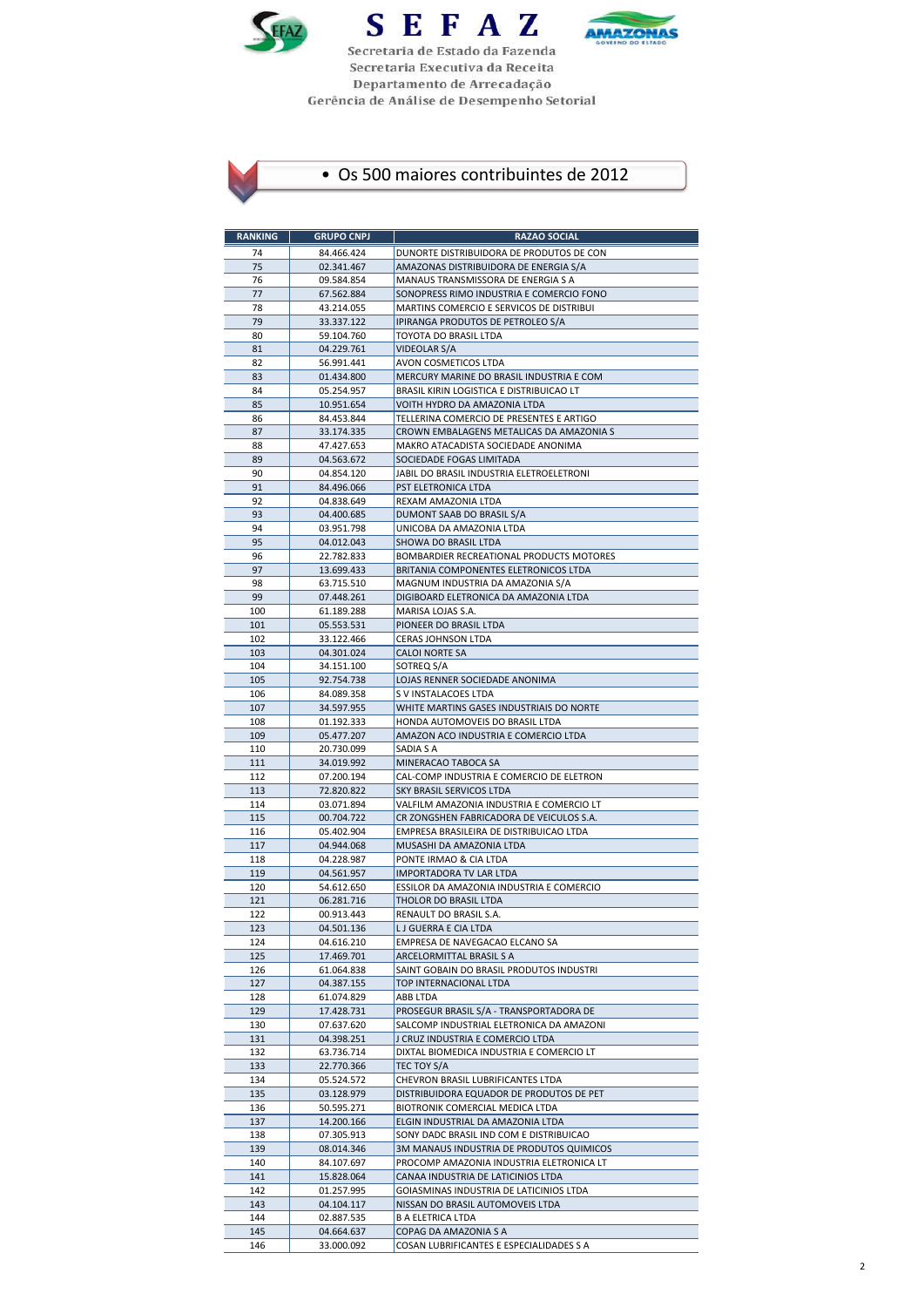SEFAZ

Secretaria de Estado da Fazenda
Secretaria Executiva da Receita
Departamento de Arrecadação
Gerência de Análise de Desempenho Setorial

- Os 500 maiores contribuintes de 2012

| RANKING | GRUPO CNPJ | RAZAO SOCIAL |
|---|---|---|
| 74 | 84.466.424 | DUNORTE DISTRIBUIDORA DE PRODUTOS DE CON |
| 75 | 02.341.467 | AMAZONAS DISTRIBUIDORA DE ENERGIA S/A |
| 76 | 09.584.854 | MANAUS TRANSMISSORA DE ENERGIA S A |
| 77 | 67.562.884 | SONOPRESS RIMO INDUSTRIA E COMERCIO FONO |
| 78 | 43.214.055 | MARTINS COMERCIO E SERVICOS DE DISTRIBUI |
| 79 | 33.337.122 | IPIRANGA PRODUTOS DE PETROLEO S/A |
| 80 | 59.104.760 | TOYOTA DO BRASIL LTDA |
| 81 | 04.229.761 | VIDEOLAR S/A |
| 82 | 56.991.441 | AVON COSMETICOS LTDA |
| 83 | 01.434.800 | MERCURY MARINE DO BRASIL INDUSTRIA E COM |
| 84 | 05.254.957 | BRASIL KIRIN LOGISTICA E DISTRIBUICAO LT |
| 85 | 10.951.654 | VOITH HYDRO DA AMAZONIA LTDA |
| 86 | 84.453.844 | TELLERINA COMERCIO DE PRESENTES E ARTIGO |
| 87 | 33.174.335 | CROWN EMBALAGENS METALICAS DA AMAZONIA S |
| 88 | 47.427.653 | MAKRO ATACADISTA SOCIEDADE ANONIMA |
| 89 | 04.563.672 | SOCIEDADE FOGAS LIMITADA |
| 90 | 04.854.120 | JABIL DO BRASIL INDUSTRIA ELETROELETRONI |
| 91 | 84.496.066 | PST ELETRONICA LTDA |
| 92 | 04.838.649 | REXAM AMAZONIA LTDA |
| 93 | 04.400.685 | DUMONT SAAB DO BRASIL S/A |
| 94 | 03.951.798 | UNICOBA DA AMAZONIA LTDA |
| 95 | 04.012.043 | SHOWA DO BRASIL LTDA |
| 96 | 22.782.833 | BOMBARDIER RECREATIONAL PRODUCTS MOTORES |
| 97 | 13.699.433 | BRITANIA COMPONENTES ELETRONICOS LTDA |
| 98 | 63.715.510 | MAGNUM INDUSTRIA DA AMAZONIA S/A |
| 99 | 07.448.261 | DIGIBOARD ELETRONICA DA AMAZONIA LTDA |
| 100 | 61.189.288 | MARISA LOJAS S.A. |
| 101 | 05.553.531 | PIONEER DO BRASIL LTDA |
| 102 | 33.122.466 | CERAS JOHNSON LTDA |
| 103 | 04.301.024 | CALOI NORTE SA |
| 104 | 34.151.100 | SOTREQ S/A |
| 105 | 92.754.738 | LOJAS RENNER SOCIEDADE ANONIMA |
| 106 | 84.089.358 | S V INSTALACOES LTDA |
| 107 | 34.597.955 | WHITE MARTINS GASES INDUSTRIAIS DO NORTE |
| 108 | 01.192.333 | HONDA AUTOMOVEIS DO BRASIL LTDA |
| 109 | 05.477.207 | AMAZON ACO INDUSTRIA E COMERCIO LTDA |
| 110 | 20.730.099 | SADIA S A |
| 111 | 34.019.992 | MINERACAO TABOCA SA |
| 112 | 07.200.194 | CAL-COMP INDUSTRIA E COMERCIO DE ELETRON |
| 113 | 72.820.822 | SKY BRASIL SERVICOS LTDA |
| 114 | 03.071.894 | VALFILM AMAZONIA INDUSTRIA E COMERCIO LT |
| 115 | 00.704.722 | CR ZONGSHEN FABRICADORA DE VEICULOS S.A. |
| 116 | 05.402.904 | EMPRESA BRASILEIRA DE DISTRIBUICAO LTDA |
| 117 | 04.944.068 | MUSASHI DA AMAZONIA LTDA |
| 118 | 04.228.987 | PONTE IRMAO & CIA LTDA |
| 119 | 04.561.957 | IMPORTADORA TV LAR LTDA |
| 120 | 54.612.650 | ESSILOR DA AMAZONIA INDUSTRIA E COMERCIO |
| 121 | 06.281.716 | THOLOR DO BRASIL LTDA |
| 122 | 00.913.443 | RENAULT DO BRASIL S.A. |
| 123 | 04.501.136 | L J GUERRA E CIA LTDA |
| 124 | 04.616.210 | EMPRESA DE NAVEGACAO ELCANO SA |
| 125 | 17.469.701 | ARCELORMITTAL BRASIL S A |
| 126 | 61.064.838 | SAINT GOBAIN DO BRASIL PRODUTOS INDUSTRI |
| 127 | 04.387.155 | TOP INTERNACIONAL LTDA |
| 128 | 61.074.829 | ABB LTDA |
| 129 | 17.428.731 | PROSEGUR BRASIL S/A - TRANSPORTADORA DE |
| 130 | 07.637.620 | SALCOMP INDUSTRIAL ELETRONICA DA AMAZONI |
| 131 | 04.398.251 | J CRUZ INDUSTRIA E COMERCIO LTDA |
| 132 | 63.736.714 | DIXTAL BIOMEDICA INDUSTRIA E COMERCIO LT |
| 133 | 22.770.366 | TEC TOY S/A |
| 134 | 05.524.572 | CHEVRON BRASIL LUBRIFICANTES LTDA |
| 135 | 03.128.979 | DISTRIBUIDORA EQUADOR DE PRODUTOS DE PET |
| 136 | 50.595.271 | BIOTRONIK COMERCIAL MEDICA LTDA |
| 137 | 14.200.166 | ELGIN INDUSTRIAL DA AMAZONIA LTDA |
| 138 | 07.305.913 | SONY DADC BRASIL IND COM E DISTRIBUICAO |
| 139 | 08.014.346 | 3M MANAUS INDUSTRIA DE PRODUTOS QUIMICOS |
| 140 | 84.107.697 | PROCOMP AMAZONIA INDUSTRIA ELETRONICA LT |
| 141 | 15.828.064 | CANAA INDUSTRIA DE LATICINIOS LTDA |
| 142 | 01.257.995 | GOIASMINAS INDUSTRIA DE LATICINIOS LTDA |
| 143 | 04.104.117 | NISSAN DO BRASIL AUTOMOVEIS LTDA |
| 144 | 02.887.535 | B A ELETRICA LTDA |
| 145 | 04.664.637 | COPAG DA AMAZONIA S A |
| 146 | 33.000.092 | COSAN LUBRIFICANTES E ESPECIALIDADES S A |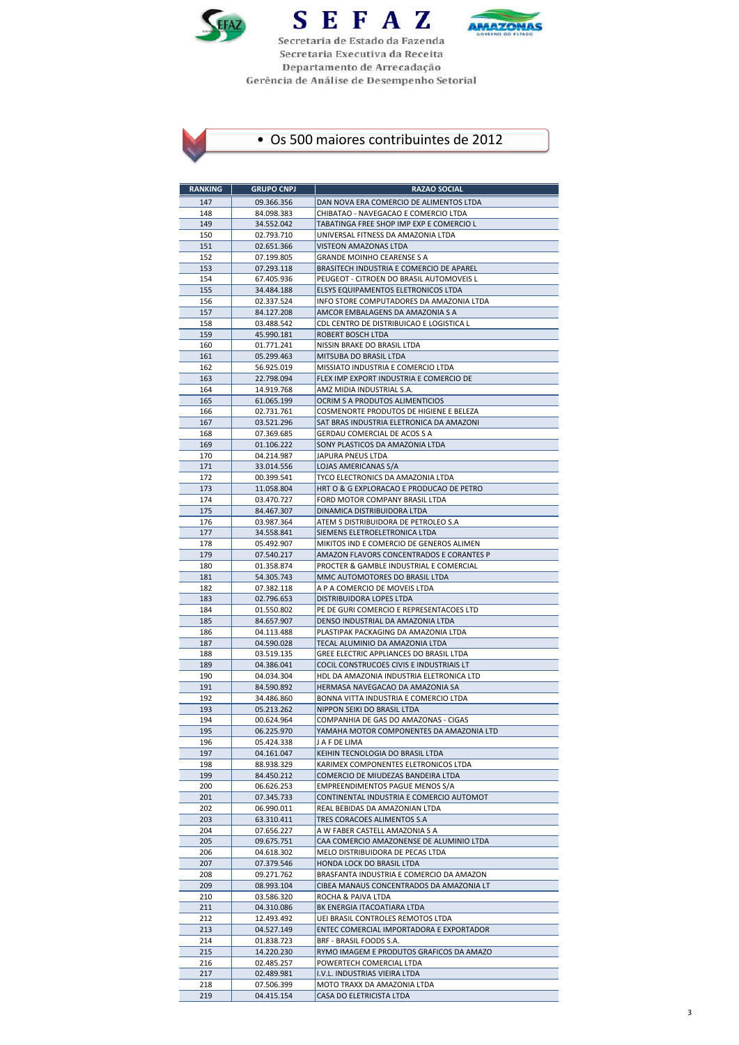SEFAZ

Secretaria de Estado da Fazenda
Secretaria Executiva da Receita
Departamento de Arrecadação
Gerência de Análise de Desempenho Setorial

- Os 500 maiores contribuintes de 2012

| RANKING | GRUPO CNPJ | RAZAO SOCIAL |
|---|---|---|
| 147 | 09.366.356 | DAN NOVA ERA COMERCIO DE ALIMENTOS LTDA |
| 148 | 84.098.383 | CHIBATAO - NAVEGACAO E COMERCIO LTDA |
| 149 | 34.552.042 | TABATINGA FREE SHOP IMP EXP E COMERCIO L |
| 150 | 02.793.710 | UNIVERSAL FITNESS DA AMAZONIA LTDA |
| 151 | 02.651.366 | VISTEON AMAZONAS LTDA |
| 152 | 07.199.805 | GRANDE MOINHO CEARENSE S A |
| 153 | 07.293.118 | BRASITECH INDUSTRIA E COMERCIO DE APAREL |
| 154 | 67.405.936 | PEUGEOT - CITROEN DO BRASIL AUTOMOVEIS L |
| 155 | 34.484.188 | ELSYS EQUIPAMENTOS ELETRONICOS LTDA |
| 156 | 02.337.524 | INFO STORE COMPUTADORES DA AMAZONIA LTDA |
| 157 | 84.127.208 | AMCOR EMBALAGENS DA AMAZONIA S A |
| 158 | 03.488.542 | CDL CENTRO DE DISTRIBUICAO E LOGISTICA L |
| 159 | 45.990.181 | ROBERT BOSCH LTDA |
| 160 | 01.771.241 | NISSIN BRAKE DO BRASIL LTDA |
| 161 | 05.299.463 | MITSUBA DO BRASIL LTDA |
| 162 | 56.925.019 | MISSIATO INDUSTRIA E COMERCIO LTDA |
| 163 | 22.798.094 | FLEX IMP EXPORT INDUSTRIA E COMERCIO DE |
| 164 | 14.919.768 | AMZ MIDIA INDUSTRIAL S.A. |
| 165 | 61.065.199 | OCRIM S A PRODUTOS ALIMENTICIOS |
| 166 | 02.731.761 | COSMENORTE PRODUTOS DE HIGIENE E BELEZA |
| 167 | 03.521.296 | SAT BRAS INDUSTRIA ELETRONICA DA AMAZONI |
| 168 | 07.369.685 | GERDAU COMERCIAL DE ACOS S A |
| 169 | 01.106.222 | SONY PLASTICOS DA AMAZONIA LTDA |
| 170 | 04.214.987 | JAPURA PNEUS LTDA |
| 171 | 33.014.556 | LOJAS AMERICANAS S/A |
| 172 | 00.399.541 | TYCO ELECTRONICS DA AMAZONIA LTDA |
| 173 | 11.058.804 | HRT O & G EXPLORACAO E PRODUCAO DE PETRO |
| 174 | 03.470.727 | FORD MOTOR COMPANY BRASIL LTDA |
| 175 | 84.467.307 | DINAMICA DISTRIBUIDORA LTDA |
| 176 | 03.987.364 | ATEM S DISTRIBUIDORA DE PETROLEO S.A |
| 177 | 34.558.841 | SIEMENS ELETROELETRONICA LTDA |
| 178 | 05.492.907 | MIKITOS IND E COMERCIO DE GENEROS ALIMEN |
| 179 | 07.540.217 | AMAZON FLAVORS CONCENTRADOS E CORANTES P |
| 180 | 01.358.874 | PROCTER & GAMBLE INDUSTRIAL E COMERCIAL |
| 181 | 54.305.743 | MMC AUTOMOTORES DO BRASIL LTDA |
| 182 | 07.382.118 | A P A COMERCIO DE MOVEIS LTDA |
| 183 | 02.796.653 | DISTRIBUIDORA LOPES LTDA |
| 184 | 01.550.802 | PE DE GURI COMERCIO E REPRESENTACOES LTD |
| 185 | 84.657.907 | DENSO INDUSTRIAL DA AMAZONIA LTDA |
| 186 | 04.113.488 | PLASTIPAK PACKAGING DA AMAZONIA LTDA |
| 187 | 04.590.028 | TECAL ALUMINIO DA AMAZONIA LTDA |
| 188 | 03.519.135 | GREE ELECTRIC APPLIANCES DO BRASIL LTDA |
| 189 | 04.386.041 | COCIL CONSTRUCOES CIVIS E INDUSTRIAIS LT |
| 190 | 04.034.304 | HDL DA AMAZONIA INDUSTRIA ELETRONICA LTD |
| 191 | 84.590.892 | HERMASA NAVEGACAO DA AMAZONIA SA |
| 192 | 34.486.860 | BONNA VITTA INDUSTRIA E COMERCIO LTDA |
| 193 | 05.213.262 | NIPPON SEIKI DO BRASIL LTDA |
| 194 | 00.624.964 | COMPANHIA DE GAS DO AMAZONAS - CIGAS |
| 195 | 06.225.970 | YAMAHA MOTOR COMPONENTES DA AMAZONIA LTD |
| 196 | 05.424.338 | J A F DE LIMA |
| 197 | 04.161.047 | KEIHIN TECNOLOGIA DO BRASIL LTDA |
| 198 | 88.938.329 | KARIMEX COMPONENTES ELETRONICOS LTDA |
| 199 | 84.450.212 | COMERCIO DE MIUDEZAS BANDEIRA LTDA |
| 200 | 06.626.253 | EMPREENDIMENTOS PAGUE MENOS S/A |
| 201 | 07.345.733 | CONTINENTAL INDUSTRIA E COMERCIO AUTOMOT |
| 202 | 06.990.011 | REAL BEBIDAS DA AMAZONIAN LTDA |
| 203 | 63.310.411 | TRES CORACOES ALIMENTOS S.A |
| 204 | 07.656.227 | A W FABER CASTELL AMAZONIA S A |
| 205 | 09.675.751 | CAA COMERCIO AMAZONENSE DE ALUMINIO LTDA |
| 206 | 04.618.302 | MELO DISTRIBUIDORA DE PECAS LTDA |
| 207 | 07.379.546 | HONDA LOCK DO BRASIL LTDA |
| 208 | 09.271.762 | BRASFANTA INDUSTRIA E COMERCIO DA AMAZON |
| 209 | 08.993.104 | CIBEA MANAUS CONCENTRADOS DA AMAZONIA LT |
| 210 | 03.586.320 | ROCHA & PAIVA LTDA |
| 211 | 04.310.086 | BK ENERGIA ITACOATIARA LTDA |
| 212 | 12.493.492 | UEI BRASIL CONTROLES REMOTOS LTDA |
| 213 | 04.527.149 | ENTEC COMERCIAL IMPORTADORA E EXPORTADOR |
| 214 | 01.838.723 | BRF - BRASIL FOODS S.A. |
| 215 | 14.220.230 | RYMO IMAGEM E PRODUTOS GRAFICOS DA AMAZO |
| 216 | 02.485.257 | POWERTECH COMERCIAL LTDA |
| 217 | 02.489.981 | I.V.L. INDUSTRIAS VIEIRA LTDA |
| 218 | 07.506.399 | MOTO TRAXX DA AMAZONIA LTDA |
| 219 | 04.415.154 | CASA DO ELETRICISTA LTDA |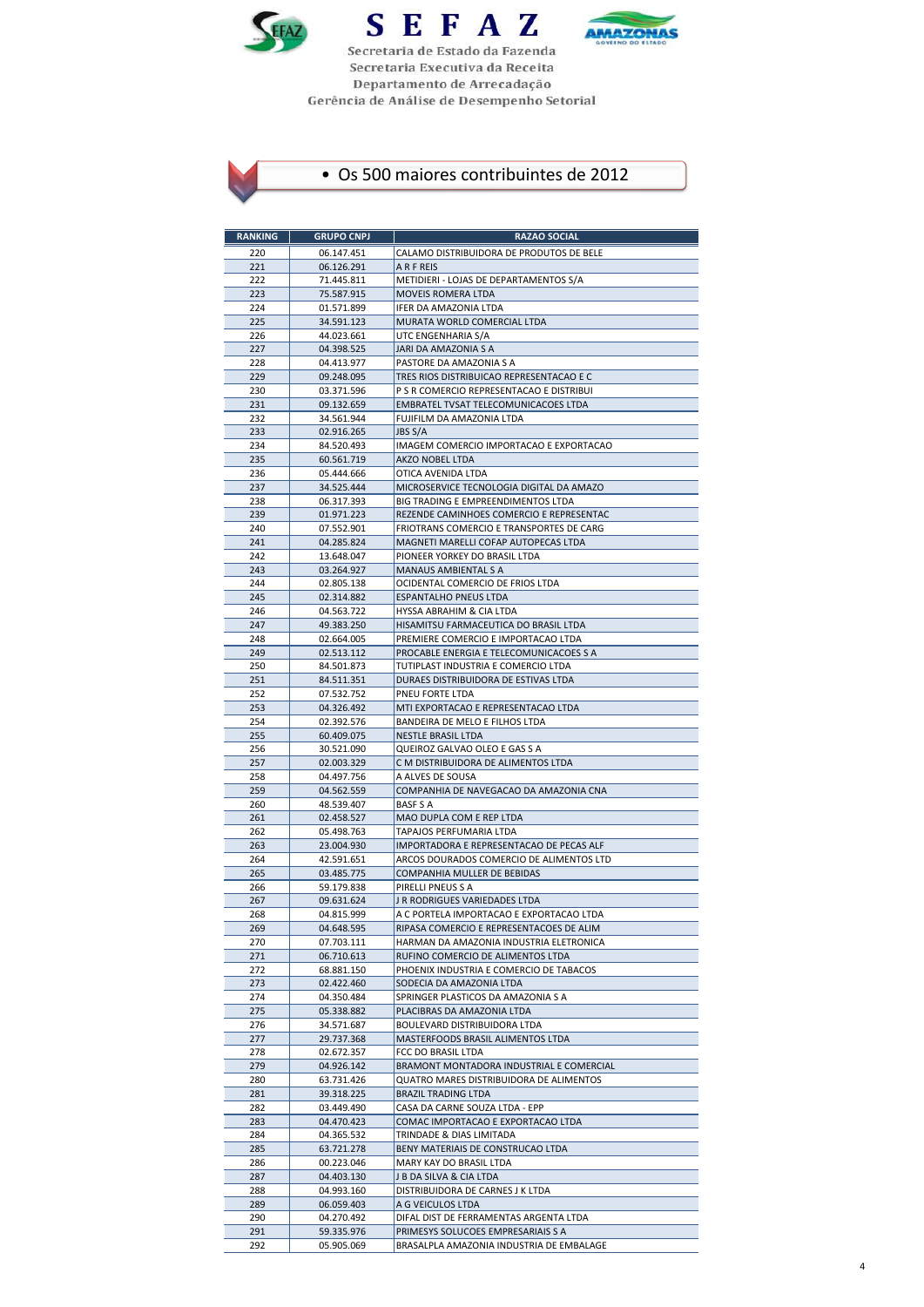SEFAZ

Secretaria de Estado da Fazenda
Secretaria Executiva da Receita
Departamento de Arrecadação
Gerência de Análise de Desempenho Setorial

- Os 500 maiores contribuintes de 2012

| RANKING | GRUPO CNPJ | RAZAO SOCIAL |
|---|---|---|
| 220 | 06.147.451 | CALAMO DISTRIBUIDORA DE PRODUTOS DE BELE |
| 221 | 06.126.291 | A R F REIS |
| 222 | 71.445.811 | METIDIERI - LOJAS DE DEPARTAMENTOS S/A |
| 223 | 75.587.915 | MOVEIS ROMERA LTDA |
| 224 | 01.571.899 | IFER DA AMAZONIA LTDA |
| 225 | 34.591.123 | MURATA WORLD COMERCIAL LTDA |
| 226 | 44.023.661 | UTC ENGENHARIA S/A |
| 227 | 04.398.525 | JARI DA AMAZONIA S A |
| 228 | 04.413.977 | PASTORE DA AMAZONIA S A |
| 229 | 09.248.095 | TRES RIOS DISTRIBUICAO REPRESENTACAO E C |
| 230 | 03.371.596 | P S R COMERCIO REPRESENTACAO E DISTRIBUI |
| 231 | 09.132.659 | EMBRATEL TVSAT TELECOMUNICACOES LTDA |
| 232 | 34.561.944 | FUJIFILM DA AMAZONIA LTDA |
| 233 | 02.916.265 | JBS S/A |
| 234 | 84.520.493 | IMAGEM COMERCIO IMPORTACAO E EXPORTACAO |
| 235 | 60.561.719 | AKZO NOBEL LTDA |
| 236 | 05.444.666 | OTICA AVENIDA LTDA |
| 237 | 34.525.444 | MICROSERVICE TECNOLOGIA DIGITAL DA AMAZO |
| 238 | 06.317.393 | BIG TRADING E EMPREENDIMENTOS LTDA |
| 239 | 01.971.223 | REZENDE CAMINHOES COMERCIO E REPRESENTAC |
| 240 | 07.552.901 | FRIOTRANS COMERCIO E TRANSPORTES DE CARG |
| 241 | 04.285.824 | MAGNETI MARELLI COFAP AUTOPECAS LTDA |
| 242 | 13.648.047 | PIONEER YORKEY DO BRASIL LTDA |
| 243 | 03.264.927 | MANAUS AMBIENTAL S A |
| 244 | 02.805.138 | OCIDENTAL COMERCIO DE FRIOS LTDA |
| 245 | 02.314.882 | ESPANTALHO PNEUS LTDA |
| 246 | 04.563.722 | HYSSA ABRAHIM & CIA LTDA |
| 247 | 49.383.250 | HISAMITSU FARMACEUTICA DO BRASIL LTDA |
| 248 | 02.664.005 | PREMIERE COMERCIO E IMPORTACAO LTDA |
| 249 | 02.513.112 | PROCABLE ENERGIA E TELECOMUNICACOES S A |
| 250 | 84.501.873 | TUTIPLAST INDUSTRIA E COMERCIO LTDA |
| 251 | 84.511.351 | DURAES DISTRIBUIDORA DE ESTIVAS LTDA |
| 252 | 07.532.752 | PNEU FORTE LTDA |
| 253 | 04.326.492 | MTI EXPORTACAO E REPRESENTACAO LTDA |
| 254 | 02.392.576 | BANDEIRA DE MELO E FILHOS LTDA |
| 255 | 60.409.075 | NESTLE BRASIL LTDA |
| 256 | 30.521.090 | QUEIROZ GALVAO OLEO E GAS S A |
| 257 | 02.003.329 | C M DISTRIBUIDORA DE ALIMENTOS LTDA |
| 258 | 04.497.756 | A ALVES DE SOUSA |
| 259 | 04.562.559 | COMPANHIA DE NAVEGACAO DA AMAZONIA CNA |
| 260 | 48.539.407 | BASF S A |
| 261 | 02.458.527 | MAO DUPLA COM E REP LTDA |
| 262 | 05.498.763 | TAPAJOS PERFUMARIA LTDA |
| 263 | 23.004.930 | IMPORTADORA E REPRESENTACAO DE PECAS ALF |
| 264 | 42.591.651 | ARCOS DOURADOS COMERCIO DE ALIMENTOS LTD |
| 265 | 03.485.775 | COMPANHIA MULLER DE BEBIDAS |
| 266 | 59.179.838 | PIRELLI PNEUS S A |
| 267 | 09.631.624 | J R RODRIGUES VARIEDADES LTDA |
| 268 | 04.815.999 | A C PORTELA IMPORTACAO E EXPORTACAO LTDA |
| 269 | 04.648.595 | RIPASA COMERCIO E REPRESENTACOES DE ALIM |
| 270 | 07.703.111 | HARMAN DA AMAZONIA INDUSTRIA ELETRONICA |
| 271 | 06.710.613 | RUFINO COMERCIO DE ALIMENTOS LTDA |
| 272 | 68.881.150 | PHOENIX INDUSTRIA E COMERCIO DE TABACOS |
| 273 | 02.422.460 | SODECIA DA AMAZONIA LTDA |
| 274 | 04.350.484 | SPRINGER PLASTICOS DA AMAZONIA S A |
| 275 | 05.338.882 | PLACIBRAS DA AMAZONIA LTDA |
| 276 | 34.571.687 | BOULEVARD DISTRIBUIDORA LTDA |
| 277 | 29.737.368 | MASTERFOODS BRASIL ALIMENTOS LTDA |
| 278 | 02.672.357 | FCC DO BRASIL LTDA |
| 279 | 04.926.142 | BRAMONT MONTADORA INDUSTRIAL E COMERCIAL |
| 280 | 63.731.426 | QUATRO MARES DISTRIBUIDORA DE ALIMENTOS |
| 281 | 39.318.225 | BRAZIL TRADING LTDA |
| 282 | 03.449.490 | CASA DA CARNE SOUZA LTDA - EPP |
| 283 | 04.470.423 | COMAC IMPORTACAO E EXPORTACAO LTDA |
| 284 | 04.365.532 | TRINDADE & DIAS LIMITADA |
| 285 | 63.721.278 | BENY MATERIAIS DE CONSTRUCAO LTDA |
| 286 | 00.223.046 | MARY KAY DO BRASIL LTDA |
| 287 | 04.403.130 | J B DA SILVA & CIA LTDA |
| 288 | 04.993.160 | DISTRIBUIDORA DE CARNES J K LTDA |
| 289 | 06.059.403 | A G VEICULOS LTDA |
| 290 | 04.270.492 | DIFAL DIST DE FERRAMENTAS ARGENTA LTDA |
| 291 | 59.335.976 | PRIMESYS SOLUCOES EMPRESARIAIS S A |
| 292 | 05.905.069 | BRASALPLA AMAZONIA INDUSTRIA DE EMBALAGE |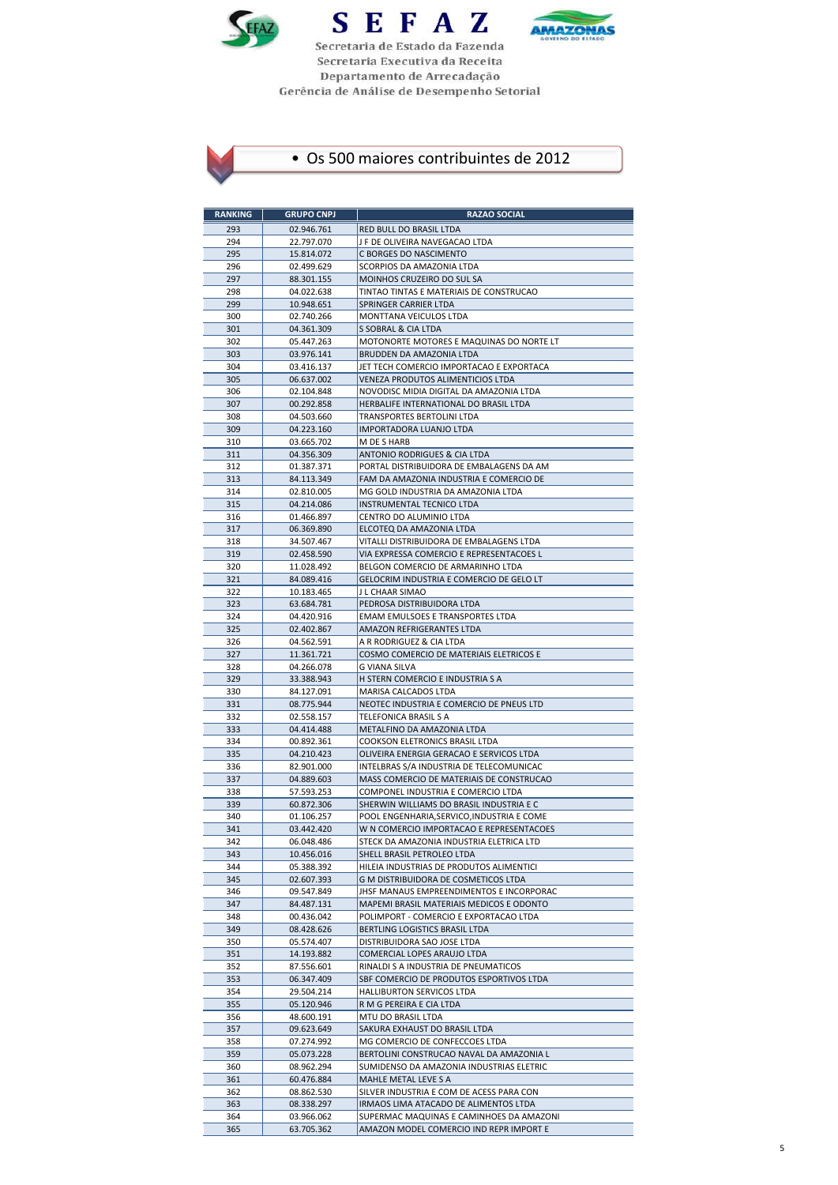SEFAZ

Secretaria de Estado da Fazenda
Secretaria Executiva da Receita
Departamento de Arrecadação
Gerência de Análise de Desempenho Setorial

- Os 500 maiores contribuintes de 2012

| RANKING | GRUPO CNPJ | RAZAO SOCIAL |
|---|---|---|
| 293 | 02.946.761 | RED BULL DO BRASIL LTDA |
| 294 | 22.797.070 | J F DE OLIVEIRA NAVEGACAO LTDA |
| 295 | 15.814.072 | C BORGES DO NASCIMENTO |
| 296 | 02.499.629 | SCORPIOS DA AMAZONIA LTDA |
| 297 | 88.301.155 | MOINHOS CRUZEIRO DO SUL SA |
| 298 | 04.022.638 | TINTAO TINTAS E MATERIAIS DE CONSTRUCAO |
| 299 | 10.948.651 | SPRINGER CARRIER LTDA |
| 300 | 02.740.266 | MONTTANA VEICULOS LTDA |
| 301 | 04.361.309 | S SOBRAL & CIA LTDA |
| 302 | 05.447.263 | MOTONORTE MOTORES E MAQUINAS DO NORTE LT |
| 303 | 03.976.141 | BRUDDEN DA AMAZONIA LTDA |
| 304 | 03.416.137 | JET TECH COMERCIO IMPORTACAO E EXPORTACA |
| 305 | 06.637.002 | VENEZA PRODUTOS ALIMENTICIOS LTDA |
| 306 | 02.104.848 | NOVODISC MIDIA DIGITAL DA AMAZONIA LTDA |
| 307 | 00.292.858 | HERBALIFE INTERNATIONAL DO BRASIL LTDA |
| 308 | 04.503.660 | TRANSPORTES BERTOLINI LTDA |
| 309 | 04.223.160 | IMPORTADORA LUANJO LTDA |
| 310 | 03.665.702 | M DE S HARB |
| 311 | 04.356.309 | ANTONIO RODRIGUES & CIA LTDA |
| 312 | 01.387.371 | PORTAL DISTRIBUIDORA DE EMBALAGENS DA AM |
| 313 | 84.113.349 | FAM DA AMAZONIA INDUSTRIA E COMERCIO DE |
| 314 | 02.810.005 | MG GOLD INDUSTRIA DA AMAZONIA LTDA |
| 315 | 04.214.086 | INSTRUMENTAL TECNICO LTDA |
| 316 | 01.466.897 | CENTRO DO ALUMINIO LTDA |
| 317 | 06.369.890 | ELCOTEQ DA AMAZONIA LTDA |
| 318 | 34.507.467 | VITALLI DISTRIBUIDORA DE EMBALAGENS LTDA |
| 319 | 02.458.590 | VIA EXPRESSA COMERCIO E REPRESENTACOES L |
| 320 | 11.028.492 | BELGON COMERCIO DE ARMARINHO LTDA |
| 321 | 84.089.416 | GELOCRIM INDUSTRIA E COMERCIO DE GELO LT |
| 322 | 10.183.465 | J L CHAAR SIMAO |
| 323 | 63.684.781 | PEDROSA DISTRIBUIDORA LTDA |
| 324 | 04.420.916 | EMAM EMULSOES E TRANSPORTES LTDA |
| 325 | 02.402.867 | AMAZON REFRIGERANTES LTDA |
| 326 | 04.562.591 | A R RODRIGUEZ & CIA LTDA |
| 327 | 11.361.721 | COSMO COMERCIO DE MATERIAIS ELETRICOS E |
| 328 | 04.266.078 | G VIANA SILVA |
| 329 | 33.388.943 | H STERN COMERCIO E INDUSTRIA S A |
| 330 | 84.127.091 | MARISA CALCADOS LTDA |
| 331 | 08.775.944 | NEOTEC INDUSTRIA E COMERCIO DE PNEUS LTD |
| 332 | 02.558.157 | TELEFONICA BRASIL S A |
| 333 | 04.414.488 | METALFINO DA AMAZONIA LTDA |
| 334 | 00.892.361 | COOKSON ELETRONICS BRASIL LTDA |
| 335 | 04.210.423 | OLIVEIRA ENERGIA GERACAO E SERVICOS LTDA |
| 336 | 82.901.000 | INTELBRAS S/A INDUSTRIA DE TELECOMUNICAC |
| 337 | 04.889.603 | MASS COMERCIO DE MATERIAIS DE CONSTRUCAO |
| 338 | 57.593.253 | COMPONEL INDUSTRIA E COMERCIO LTDA |
| 339 | 60.872.306 | SHERWIN WILLIAMS DO BRASIL INDUSTRIA E C |
| 340 | 01.106.257 | POOL ENGENHARIA,SERVICO,INDUSTRIA E COME |
| 341 | 03.442.420 | W N COMERCIO IMPORTACAO E REPRESENTACOES |
| 342 | 06.048.486 | STECK DA AMAZONIA INDUSTRIA ELETRICA LTD |
| 343 | 10.456.016 | SHELL BRASIL PETROLEO LTDA |
| 344 | 05.388.392 | HILEIA INDUSTRIAS DE PRODUTOS ALIMENTICI |
| 345 | 02.607.393 | G M DISTRIBUIDORA DE COSMETICOS LTDA |
| 346 | 09.547.849 | JHSF MANAUS EMPREENDIMENTOS E INCORPORAC |
| 347 | 84.487.131 | MAPEMI BRASIL MATERIAIS MEDICOS E ODONTO |
| 348 | 00.436.042 | POLIMPORT - COMERCIO E EXPORTACAO LTDA |
| 349 | 08.428.626 | BERTLING LOGISTICS BRASIL LTDA |
| 350 | 05.574.407 | DISTRIBUIDORA SAO JOSE LTDA |
| 351 | 14.193.882 | COMERCIAL LOPES ARAUJO LTDA |
| 352 | 87.556.601 | RINALDI S A INDUSTRIA DE PNEUMATICOS |
| 353 | 06.347.409 | SBF COMERCIO DE PRODUTOS ESPORTIVOS LTDA |
| 354 | 29.504.214 | HALLIBURTON SERVICOS LTDA |
| 355 | 05.120.946 | R M G PEREIRA E CIA LTDA |
| 356 | 48.600.191 | MTU DO BRASIL LTDA |
| 357 | 09.623.649 | SAKURA EXHAUST DO BRASIL LTDA |
| 358 | 07.274.992 | MG COMERCIO DE CONFECCOES LTDA |
| 359 | 05.073.228 | BERTOLINI CONSTRUCAO NAVAL DA AMAZONIA L |
| 360 | 08.962.294 | SUMIDENSO DA AMAZONIA INDUSTRIAS ELETRIC |
| 361 | 60.476.884 | MAHLE METAL LEVE S A |
| 362 | 08.862.530 | SILVER INDUSTRIA E COM DE ACESS PARA CON |
| 363 | 08.338.297 | IRMAOS LIMA ATACADO DE ALIMENTOS LTDA |
| 364 | 03.966.062 | SUPERMAC MAQUINAS E CAMINHOES DA AMAZONI |
| 365 | 63.705.362 | AMAZON MODEL COMERCIO IND REPR IMPORT E |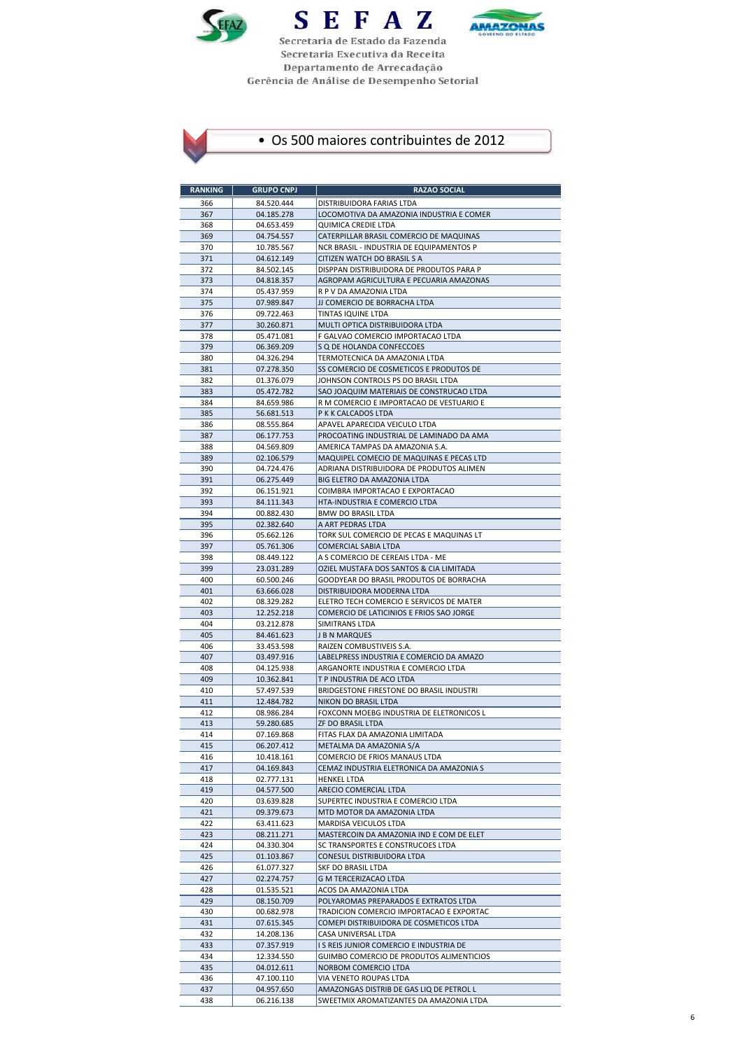SEFAZ

Secretaria de Estado da Fazenda
Secretaria Executiva da Receita
Departamento de Arrecadação
Gerência de Análise de Desempenho Setorial

## • Os 500 maiores contribuintes de 2012

| RANKING | GRUPO CNPJ | RAZAO SOCIAL |
|---|---|---|
| 366 | 84.520.444 | DISTRIBUIDORA FARIAS LTDA |
| 367 | 04.185.278 | LOCOMOTIVA DA AMAZONIA INDUSTRIA E COMER |
| 368 | 04.653.459 | QUIMICA CREDIE LTDA |
| 369 | 04.754.557 | CATERPILLAR BRASIL COMERCIO DE MAQUINAS |
| 370 | 10.785.567 | NCR BRASIL - INDUSTRIA DE EQUIPAMENTOS P |
| 371 | 04.612.149 | CITIZEN WATCH DO BRASIL S A |
| 372 | 84.502.145 | DISPPAN DISTRIBUIDORA DE PRODUTOS PARA P |
| 373 | 04.818.357 | AGROPAM AGRICULTURA E PECUARIA AMAZONAS |
| 374 | 05.437.959 | R P V DA AMAZONIA LTDA |
| 375 | 07.989.847 | JJ COMERCIO DE BORRACHA LTDA |
| 376 | 09.722.463 | TINTAS IQUINE LTDA |
| 377 | 30.260.871 | MULTI OPTICA DISTRIBUIDORA LTDA |
| 378 | 05.471.081 | F GALVAO COMERCIO IMPORTACAO LTDA |
| 379 | 06.369.209 | S Q DE HOLANDA CONFECCOES |
| 380 | 04.326.294 | TERMOTECNICA DA AMAZONIA LTDA |
| 381 | 07.278.350 | SS COMERCIO DE COSMETICOS E PRODUTOS DE |
| 382 | 01.376.079 | JOHNSON CONTROLS PS DO BRASIL LTDA |
| 383 | 05.472.782 | SAO JOAQUIM MATERIAIS DE CONSTRUCAO LTDA |
| 384 | 84.659.986 | R M COMERCIO E IMPORTACAO DE VESTUARIO E |
| 385 | 56.681.513 | P K K CALCADOS LTDA |
| 386 | 08.555.864 | APAVEL APARECIDA VEICULO LTDA |
| 387 | 06.177.753 | PROCOATING INDUSTRIAL DE LAMINADO DA AMA |
| 388 | 04.569.809 | AMERICA TAMPAS DA AMAZONIA S.A. |
| 389 | 02.106.579 | MAQUIPEL COMECIO DE MAQUINAS E PECAS LTD |
| 390 | 04.724.476 | ADRIANA DISTRIBUIDORA DE PRODUTOS ALIMEN |
| 391 | 06.275.449 | BIG ELETRO DA AMAZONIA LTDA |
| 392 | 06.151.921 | COIMBRA IMPORTACAO E EXPORTACAO |
| 393 | 84.111.343 | HTA-INDUSTRIA E COMERCIO LTDA |
| 394 | 00.882.430 | BMW DO BRASIL LTDA |
| 395 | 02.382.640 | A ART PEDRAS LTDA |
| 396 | 05.662.126 | TORK SUL COMERCIO DE PECAS E MAQUINAS LT |
| 397 | 05.761.306 | COMERCIAL SABIA LTDA |
| 398 | 08.449.122 | A S COMERCIO DE CEREAIS LTDA - ME |
| 399 | 23.031.289 | OZIEL MUSTAFA DOS SANTOS & CIA LIMITADA |
| 400 | 60.500.246 | GOODYEAR DO BRASIL PRODUTOS DE BORRACHA |
| 401 | 63.666.028 | DISTRIBUIDORA MODERNA LTDA |
| 402 | 08.329.282 | ELETRO TECH COMERCIO E SERVICOS DE MATER |
| 403 | 12.252.218 | COMERCIO DE LATICINIOS E FRIOS SAO JORGE |
| 404 | 03.212.878 | SIMITRANS LTDA |
| 405 | 84.461.623 | J B N MARQUES |
| 406 | 33.453.598 | RAIZEN COMBUSTIVEIS S.A. |
| 407 | 03.497.916 | LABELPRESS INDUSTRIA E COMERCIO DA AMAZO |
| 408 | 04.125.938 | ARGANORTE INDUSTRIA E COMERCIO LTDA |
| 409 | 10.362.841 | T P INDUSTRIA DE ACO LTDA |
| 410 | 57.497.539 | BRIDGESTONE FIRESTONE DO BRASIL INDUSTRI |
| 411 | 12.484.782 | NIKON DO BRASIL LTDA |
| 412 | 08.986.284 | FOXCONN MOEBG INDUSTRIA DE ELETRONICOS L |
| 413 | 59.280.685 | ZF DO BRASIL LTDA |
| 414 | 07.169.868 | FITAS FLAX DA AMAZONIA LIMITADA |
| 415 | 06.207.412 | METALMA DA AMAZONIA S/A |
| 416 | 10.418.161 | COMERCIO DE FRIOS MANAUS LTDA |
| 417 | 04.169.843 | CEMAZ INDUSTRIA ELETRONICA DA AMAZONIA S |
| 418 | 02.777.131 | HENKEL LTDA |
| 419 | 04.577.500 | ARECIO COMERCIAL LTDA |
| 420 | 03.639.828 | SUPERTEC INDUSTRIA E COMERCIO LTDA |
| 421 | 09.379.673 | MTD MOTOR DA AMAZONIA LTDA |
| 422 | 63.411.623 | MARDISA VEICULOS LTDA |
| 423 | 08.211.271 | MASTERCOIN DA AMAZONIA IND E COM DE ELET |
| 424 | 04.330.304 | SC TRANSPORTES E CONSTRUCOES LTDA |
| 425 | 01.103.867 | CONESUL DISTRIBUIDORA LTDA |
| 426 | 61.077.327 | SKF DO BRASIL LTDA |
| 427 | 02.274.757 | G M TERCERIZACAO LTDA |
| 428 | 01.535.521 | ACOS DA AMAZONIA LTDA |
| 429 | 08.150.709 | POLYAROMAS PREPARADOS E EXTRATOS LTDA |
| 430 | 00.682.978 | TRADICION COMERCIO IMPORTACAO E EXPORTAC |
| 431 | 07.615.345 | COMEPI DISTRIBUIDORA DE COSMETICOS LTDA |
| 432 | 14.208.136 | CASA UNIVERSAL LTDA |
| 433 | 07.357.919 | I S REIS JUNIOR COMERCIO E INDUSTRIA DE |
| 434 | 12.334.550 | GUIMBO COMERCIO DE PRODUTOS ALIMENTICIOS |
| 435 | 04.012.611 | NORBOM COMERCIO LTDA |
| 436 | 47.100.110 | VIA VENETO ROUPAS LTDA |
| 437 | 04.957.650 | AMAZONGAS DISTRIB DE GAS LIQ DE PETROL L |
| 438 | 06.216.138 | SWEETMIX AROMATIZANTES DA AMAZONIA LTDA |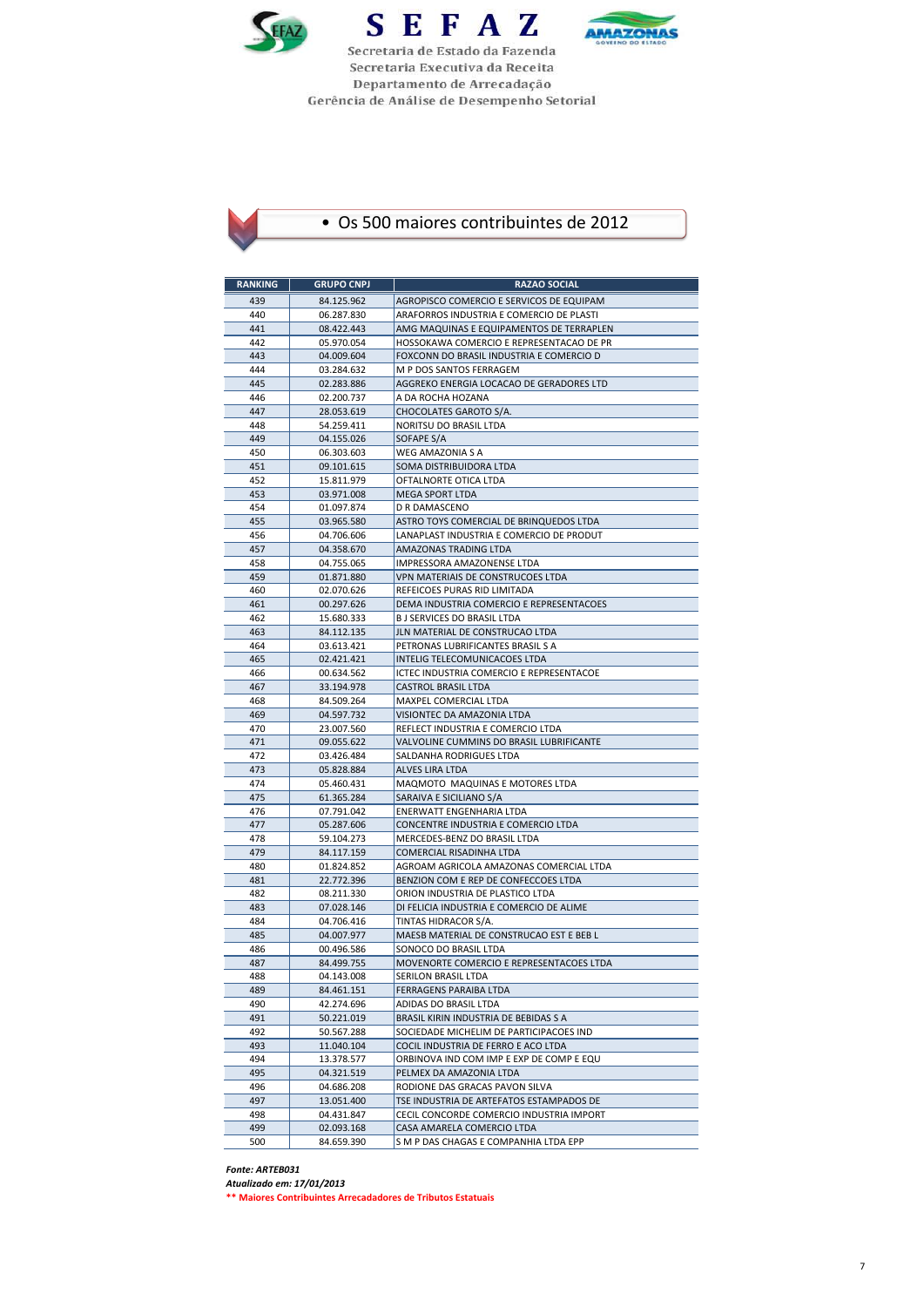SEFAZ

Secretaria de Estado da Fazenda
Secretaria Executiva da Receita
Departamento de Arrecadação
Gerência de Análise de Desempenho Setorial

- Os 500 maiores contribuintes de 2012

| RANKING | GRUPO CNPJ | RAZAO SOCIAL |
|---|---|---|
| 439 | 84.125.962 | AGROPISCO COMERCIO E SERVICOS DE EQUIPAM |
| 440 | 06.287.830 | ARAFORROS INDUSTRIA E COMERCIO DE PLASTI |
| 441 | 08.422.443 | AMG MAQUINAS E EQUIPAMENTOS DE TERRAPLEN |
| 442 | 05.970.054 | HOSSOKAWA COMERCIO E REPRESENTACAO DE PR |
| 443 | 04.009.604 | FOXCONN DO BRASIL INDUSTRIA E COMERCIO D |
| 444 | 03.284.632 | M P DOS SANTOS FERRAGEM |
| 445 | 02.283.886 | AGGREKO ENERGIA LOCACAO DE GERADORES LTD |
| 446 | 02.200.737 | A DA ROCHA HOZANA |
| 447 | 28.053.619 | CHOCOLATES GAROTO S/A. |
| 448 | 54.259.411 | NORITSU DO BRASIL LTDA |
| 449 | 04.155.026 | SOFAPE S/A |
| 450 | 06.303.603 | WEG AMAZONIA S A |
| 451 | 09.101.615 | SOMA DISTRIBUIDORA LTDA |
| 452 | 15.811.979 | OFTALNORTE OTICA LTDA |
| 453 | 03.971.008 | MEGA SPORT LTDA |
| 454 | 01.097.874 | D R DAMASCENO |
| 455 | 03.965.580 | ASTRO TOYS COMERCIAL DE BRINQUEDOS LTDA |
| 456 | 04.706.606 | LANAPLAST INDUSTRIA E COMERCIO DE PRODUT |
| 457 | 04.358.670 | AMAZONAS TRADING LTDA |
| 458 | 04.755.065 | IMPRESSORA AMAZONENSE LTDA |
| 459 | 01.871.880 | VPN MATERIAIS DE CONSTRUCOES LTDA |
| 460 | 02.070.626 | REFEICOES PURAS RID LIMITADA |
| 461 | 00.297.626 | DEMA INDUSTRIA COMERCIO E REPRESENTACOES |
| 462 | 15.680.333 | B J SERVICES DO BRASIL LTDA |
| 463 | 84.112.135 | JLN MATERIAL DE CONSTRUCAO LTDA |
| 464 | 03.613.421 | PETRONAS LUBRIFICANTES BRASIL S A |
| 465 | 02.421.421 | INTELIG TELECOMUNICACOES LTDA |
| 466 | 00.634.562 | ICTEC INDUSTRIA COMERCIO E REPRESENTACOE |
| 467 | 33.194.978 | CASTROL BRASIL LTDA |
| 468 | 84.509.264 | MAXPEL COMERCIAL LTDA |
| 469 | 04.597.732 | VISIONTEC DA AMAZONIA LTDA |
| 470 | 23.007.560 | REFLECT INDUSTRIA E COMERCIO LTDA |
| 471 | 09.055.622 | VALVOLINE CUMMINS DO BRASIL LUBRIFICANTE |
| 472 | 03.426.484 | SALDANHA RODRIGUES LTDA |
| 473 | 05.828.884 | ALVES LIRA LTDA |
| 474 | 05.460.431 | MAQMOTO MAQUINAS E MOTORES LTDA |
| 475 | 61.365.284 | SARAIVA E SICILIANO S/A |
| 476 | 07.791.042 | ENERWATT ENGENHARIA LTDA |
| 477 | 05.287.606 | CONCENTRE INDUSTRIA E COMERCIO LTDA |
| 478 | 59.104.273 | MERCEDES-BENZ DO BRASIL LTDA |
| 479 | 84.117.159 | COMERCIAL RISADINHA LTDA |
| 480 | 01.824.852 | AGROAM AGRICOLA AMAZONAS COMERCIAL LTDA |
| 481 | 22.772.396 | BENZION COM E REP DE CONFECCOES LTDA |
| 482 | 08.211.330 | ORION INDUSTRIA DE PLASTICO LTDA |
| 483 | 07.028.146 | DI FELICIA INDUSTRIA E COMERCIO DE ALIME |
| 484 | 04.706.416 | TINTAS HIDRACOR S/A. |
| 485 | 04.007.977 | MAESB MATERIAL DE CONSTRUCAO EST E BEB L |
| 486 | 00.496.586 | SONOCO DO BRASIL LTDA |
| 487 | 84.499.755 | MOVENORTE COMERCIO E REPRESENTACOES LTDA |
| 488 | 04.143.008 | SERILON BRASIL LTDA |
| 489 | 84.461.151 | FERRAGENS PARAIBA LTDA |
| 490 | 42.274.696 | ADIDAS DO BRASIL LTDA |
| 491 | 50.221.019 | BRASIL KIRIN INDUSTRIA DE BEBIDAS S A |
| 492 | 50.567.288 | SOCIEDADE MICHELIM DE PARTICIPACOES IND |
| 493 | 11.040.104 | COCIL INDUSTRIA DE FERRO E ACO LTDA |
| 494 | 13.378.577 | ORBINOVA IND COM IMP E EXP DE COMP E EQU |
| 495 | 04.321.519 | PELMEX DA AMAZONIA LTDA |
| 496 | 04.686.208 | RODIONE DAS GRACAS PAVON SILVA |
| 497 | 13.051.400 | TSE INDUSTRIA DE ARTEFATOS ESTAMPADOS DE |
| 498 | 04.431.847 | CECIL CONCORDE COMERCIO INDUSTRIA IMPORT |
| 499 | 02.093.168 | CASA AMARELA COMERCIO LTDA |
| 500 | 84.659.390 | S M P DAS CHAGAS E COMPANHIA LTDA EPP |

***Fonte: ARTEB031***
***Atualizado em: 17/01/2013***
**\*\* Maiores Contribuintes Arrecadadores de Tributos Estatuais**